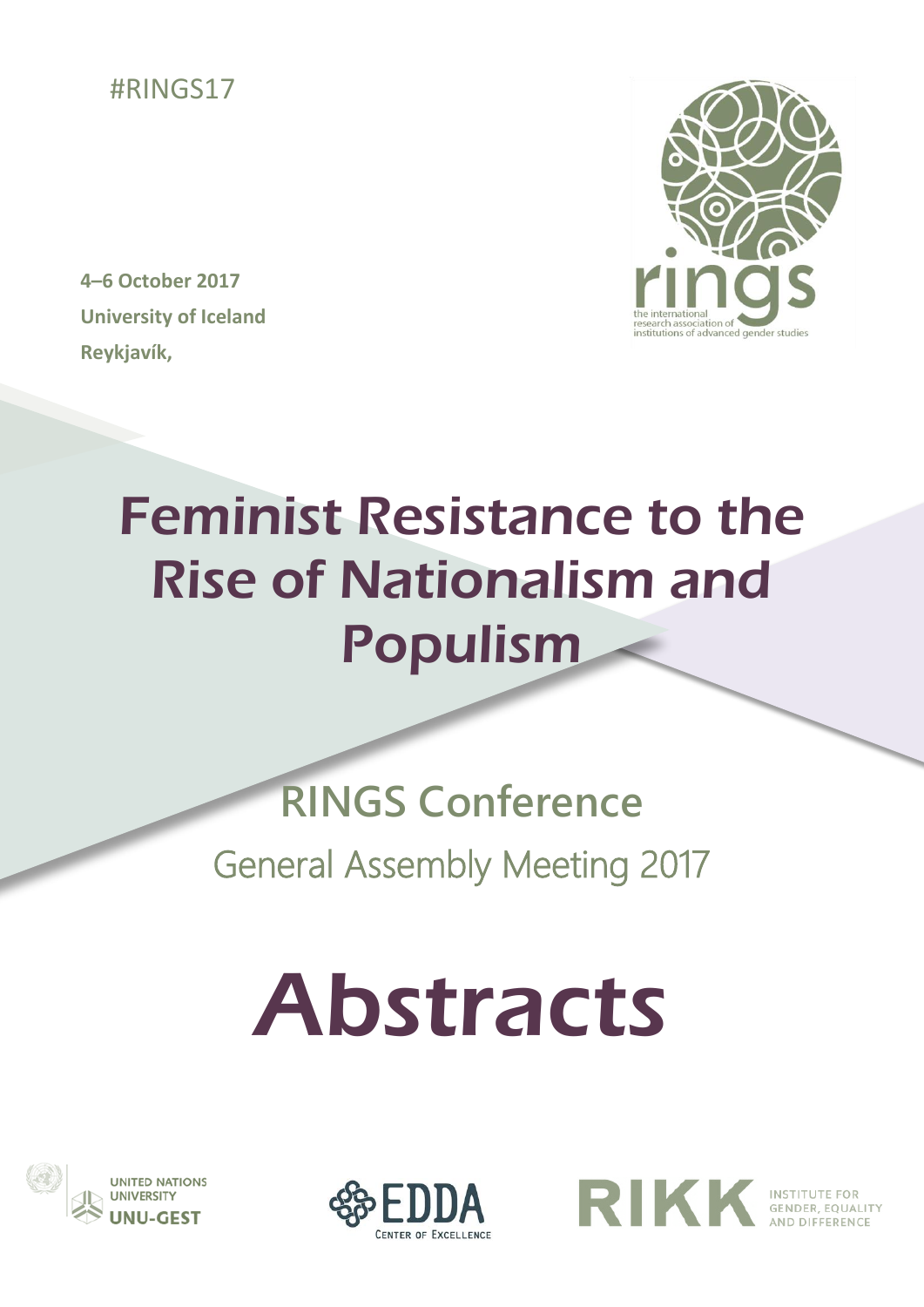#RINGS17

**4–6 October 2017**
**University of Iceland**
**Reykjavík,**

rings
the international research association of institutions of advanced gender studies

# Feminist Resistance to the Rise of Nationalism and Populism

## RINGS Conference

General Assembly Meeting 2017

# Abstracts

UNITED NATIONS UNIVERSITY UNU-GEST

EDDA CENTER OF EXCELLENCE

RIKK INSTITUTE FOR GENDER, EQUALITY AND DIFFERENCE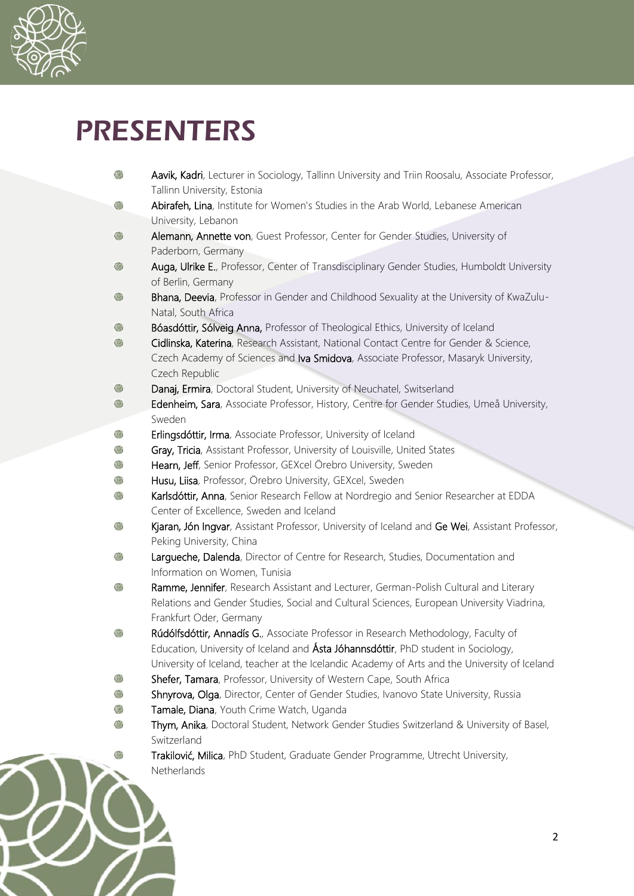# PRESENTERS

- **Aavik, Kadri**, Lecturer in Sociology, Tallinn University and Triin Roosalu, Associate Professor, Tallinn University, Estonia
- **Abirafeh, Lina**, Institute for Women's Studies in the Arab World, Lebanese American University, Lebanon
- **Alemann, Annette von**, Guest Professor, Center for Gender Studies, University of Paderborn, Germany
- **Auga, Ulrike E.**, Professor, Center of Transdisciplinary Gender Studies, Humboldt University of Berlin, Germany
- **Bhana, Deevia**, Professor in Gender and Childhood Sexuality at the University of KwaZulu-Natal, South Africa
- **Bóasdóttir, Sólveig Anna,** Professor of Theological Ethics, University of Iceland
- **Cidlinska, Katerina**, Research Assistant, National Contact Centre for Gender & Science, Czech Academy of Sciences and **Iva Smidova**, Associate Professor, Masaryk University, Czech Republic
- **Danaj, Ermira**, Doctoral Student, University of Neuchatel, Switzerland
- **Edenheim, Sara**, Associate Professor, History, Centre for Gender Studies, Umeå University, Sweden
- **Erlingsdóttir, Irma**, Associate Professor, University of Iceland
- **Gray, Tricia**, Assistant Professor, University of Louisville, United States
- **Hearn, Jeff**, Senior Professor, GEXcel Örebro University, Sweden
- **Husu, Liisa**, Professor, Örebro University, GEXcel, Sweden
- **Karlsdóttir, Anna**, Senior Research Fellow at Nordregio and Senior Researcher at EDDA Center of Excellence, Sweden and Iceland
- **Kjaran, Jón Ingvar**, Assistant Professor, University of Iceland and **Ge Wei**, Assistant Professor, Peking University, China
- **Largueche, Dalenda**, Director of Centre for Research, Studies, Documentation and Information on Women, Tunisia
- **Ramme, Jennifer**, Research Assistant and Lecturer, German-Polish Cultural and Literary Relations and Gender Studies, Social and Cultural Sciences, European University Viadrina, Frankfurt Oder, Germany
- **Rúdólfsdóttir, Annadís G.**, Associate Professor in Research Methodology, Faculty of Education, University of Iceland and **Ásta Jóhannsdóttir**, PhD student in Sociology, University of Iceland, teacher at the Icelandic Academy of Arts and the University of Iceland
- **Shefer, Tamara**, Professor, University of Western Cape, South Africa
- **Shnyrova, Olga**, Director, Center of Gender Studies, Ivanovo State University, Russia
- **Tamale, Diana**, Youth Crime Watch, Uganda
- **Thym, Anika**, Doctoral Student, Network Gender Studies Switzerland & University of Basel, Switzerland
- **Trakilović, Milica**, PhD Student, Graduate Gender Programme, Utrecht University, Netherlands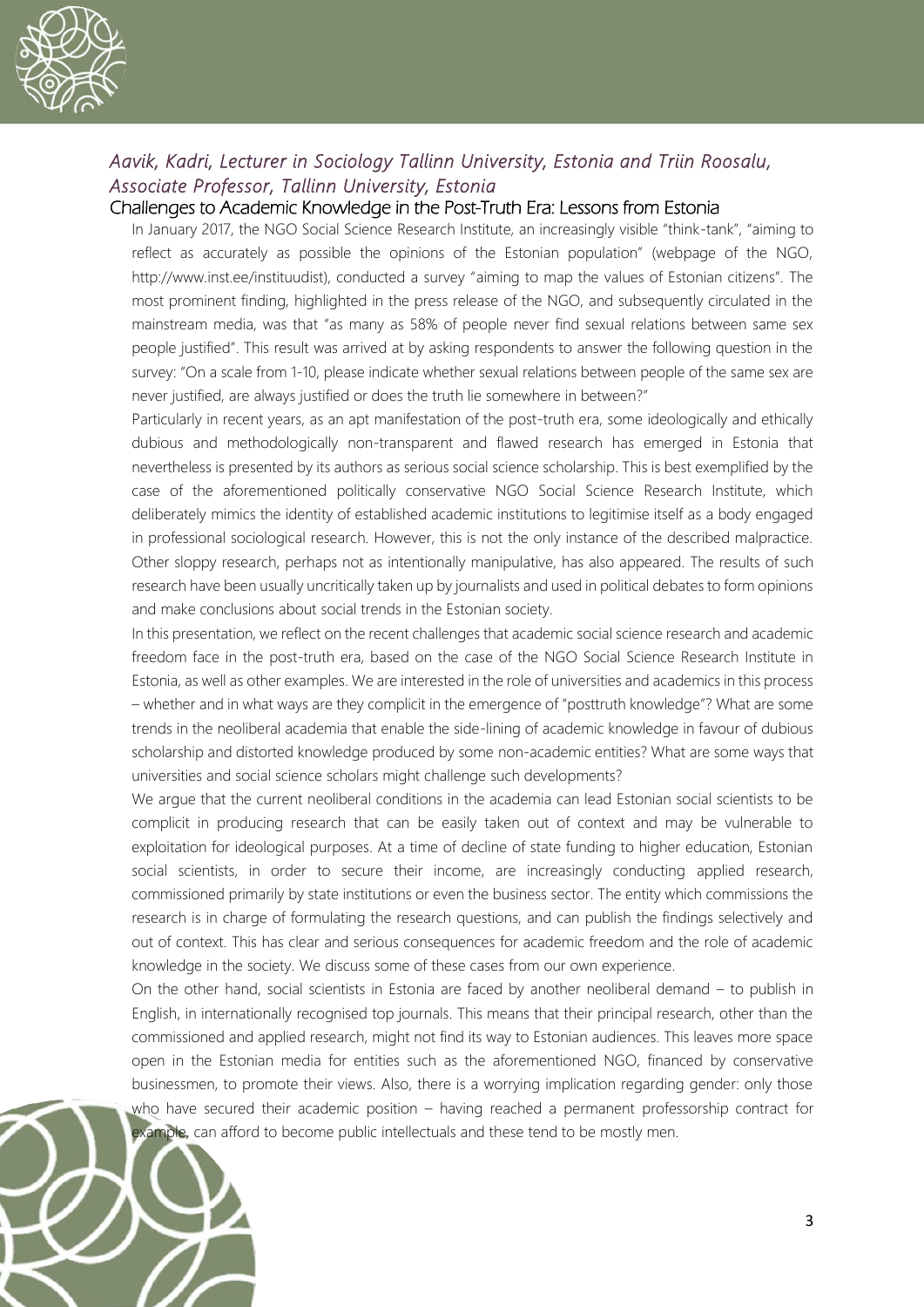*Aavik, Kadri, Lecturer in Sociology Tallinn University, Estonia and Triin Roosalu, Associate Professor, Tallinn University, Estonia*

## Challenges to Academic Knowledge in the Post-Truth Era: Lessons from Estonia

In January 2017, the NGO Social Science Research Institute, an increasingly visible "think-tank", "aiming to reflect as accurately as possible the opinions of the Estonian population" (webpage of the NGO, http://www.inst.ee/instituudist), conducted a survey "aiming to map the values of Estonian citizens". The most prominent finding, highlighted in the press release of the NGO, and subsequently circulated in the mainstream media, was that "as many as 58% of people never find sexual relations between same sex people justified". This result was arrived at by asking respondents to answer the following question in the survey: "On a scale from 1-10, please indicate whether sexual relations between people of the same sex are never justified, are always justified or does the truth lie somewhere in between?"

Particularly in recent years, as an apt manifestation of the post-truth era, some ideologically and ethically dubious and methodologically non-transparent and flawed research has emerged in Estonia that nevertheless is presented by its authors as serious social science scholarship. This is best exemplified by the case of the aforementioned politically conservative NGO Social Science Research Institute, which deliberately mimics the identity of established academic institutions to legitimise itself as a body engaged in professional sociological research. However, this is not the only instance of the described malpractice. Other sloppy research, perhaps not as intentionally manipulative, has also appeared. The results of such research have been usually uncritically taken up by journalists and used in political debates to form opinions and make conclusions about social trends in the Estonian society.

In this presentation, we reflect on the recent challenges that academic social science research and academic freedom face in the post-truth era, based on the case of the NGO Social Science Research Institute in Estonia, as well as other examples. We are interested in the role of universities and academics in this process – whether and in what ways are they complicit in the emergence of "posttruth knowledge"? What are some trends in the neoliberal academia that enable the side-lining of academic knowledge in favour of dubious scholarship and distorted knowledge produced by some non-academic entities? What are some ways that universities and social science scholars might challenge such developments?

We argue that the current neoliberal conditions in the academia can lead Estonian social scientists to be complicit in producing research that can be easily taken out of context and may be vulnerable to exploitation for ideological purposes. At a time of decline of state funding to higher education, Estonian social scientists, in order to secure their income, are increasingly conducting applied research, commissioned primarily by state institutions or even the business sector. The entity which commissions the research is in charge of formulating the research questions, and can publish the findings selectively and out of context. This has clear and serious consequences for academic freedom and the role of academic knowledge in the society. We discuss some of these cases from our own experience.

On the other hand, social scientists in Estonia are faced by another neoliberal demand – to publish in English, in internationally recognised top journals. This means that their principal research, other than the commissioned and applied research, might not find its way to Estonian audiences. This leaves more space open in the Estonian media for entities such as the aforementioned NGO, financed by conservative businessmen, to promote their views. Also, there is a worrying implication regarding gender: only those who have secured their academic position – having reached a permanent professorship contract for example, can afford to become public intellectuals and these tend to be mostly men.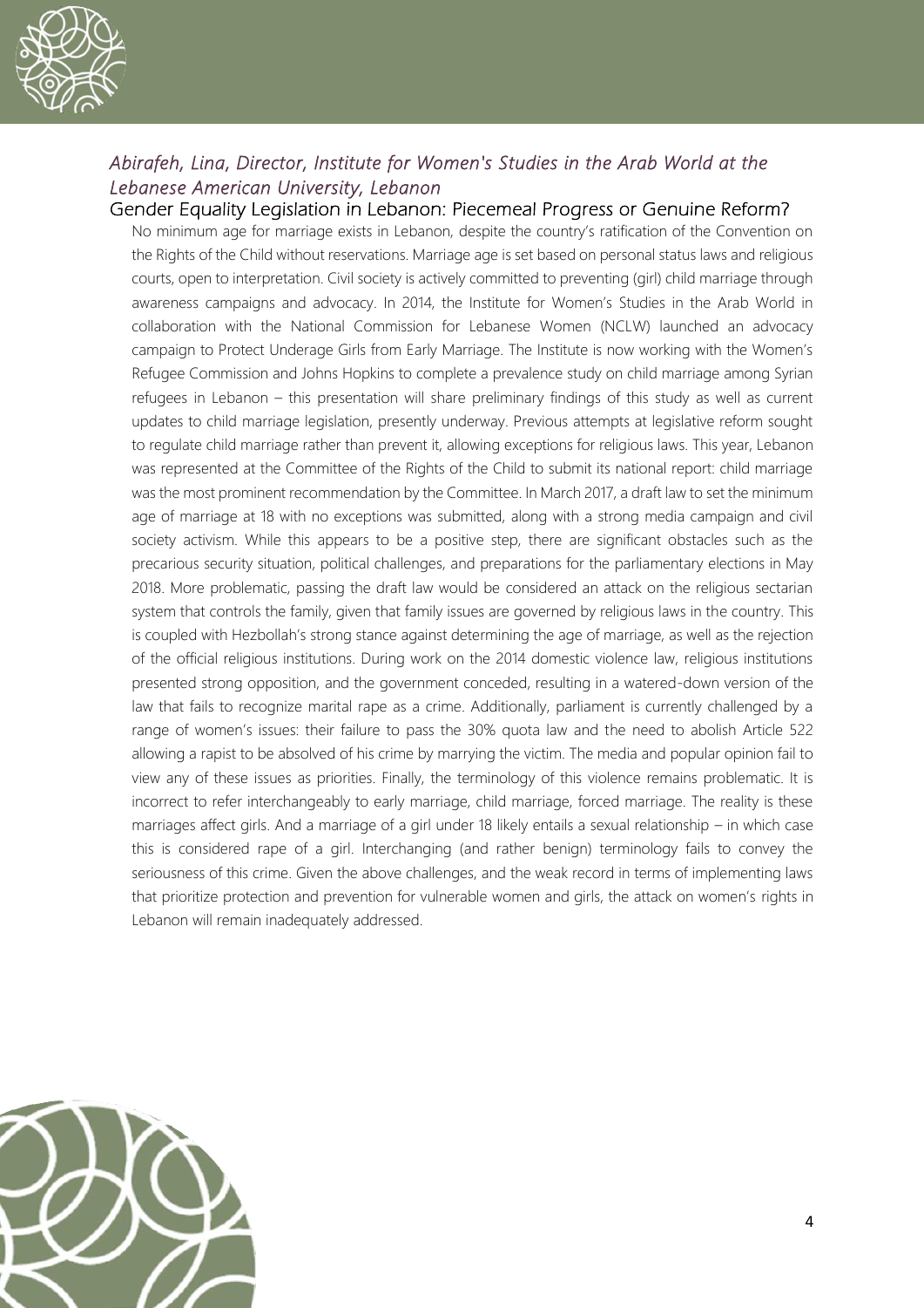### *Abirafeh, Lina, Director, Institute for Women's Studies in the Arab World at the Lebanese American University, Lebanon*

#### Gender Equality Legislation in Lebanon: Piecemeal Progress or Genuine Reform?

No minimum age for marriage exists in Lebanon, despite the country's ratification of the Convention on the Rights of the Child without reservations. Marriage age is set based on personal status laws and religious courts, open to interpretation. Civil society is actively committed to preventing (girl) child marriage through awareness campaigns and advocacy. In 2014, the Institute for Women's Studies in the Arab World in collaboration with the National Commission for Lebanese Women (NCLW) launched an advocacy campaign to Protect Underage Girls from Early Marriage. The Institute is now working with the Women's Refugee Commission and Johns Hopkins to complete a prevalence study on child marriage among Syrian refugees in Lebanon – this presentation will share preliminary findings of this study as well as current updates to child marriage legislation, presently underway. Previous attempts at legislative reform sought to regulate child marriage rather than prevent it, allowing exceptions for religious laws. This year, Lebanon was represented at the Committee of the Rights of the Child to submit its national report: child marriage was the most prominent recommendation by the Committee. In March 2017, a draft law to set the minimum age of marriage at 18 with no exceptions was submitted, along with a strong media campaign and civil society activism. While this appears to be a positive step, there are significant obstacles such as the precarious security situation, political challenges, and preparations for the parliamentary elections in May 2018. More problematic, passing the draft law would be considered an attack on the religious sectarian system that controls the family, given that family issues are governed by religious laws in the country. This is coupled with Hezbollah's strong stance against determining the age of marriage, as well as the rejection of the official religious institutions. During work on the 2014 domestic violence law, religious institutions presented strong opposition, and the government conceded, resulting in a watered-down version of the law that fails to recognize marital rape as a crime. Additionally, parliament is currently challenged by a range of women's issues: their failure to pass the 30% quota law and the need to abolish Article 522 allowing a rapist to be absolved of his crime by marrying the victim. The media and popular opinion fail to view any of these issues as priorities. Finally, the terminology of this violence remains problematic. It is incorrect to refer interchangeably to early marriage, child marriage, forced marriage. The reality is these marriages affect girls. And a marriage of a girl under 18 likely entails a sexual relationship – in which case this is considered rape of a girl. Interchanging (and rather benign) terminology fails to convey the seriousness of this crime. Given the above challenges, and the weak record in terms of implementing laws that prioritize protection and prevention for vulnerable women and girls, the attack on women's rights in Lebanon will remain inadequately addressed.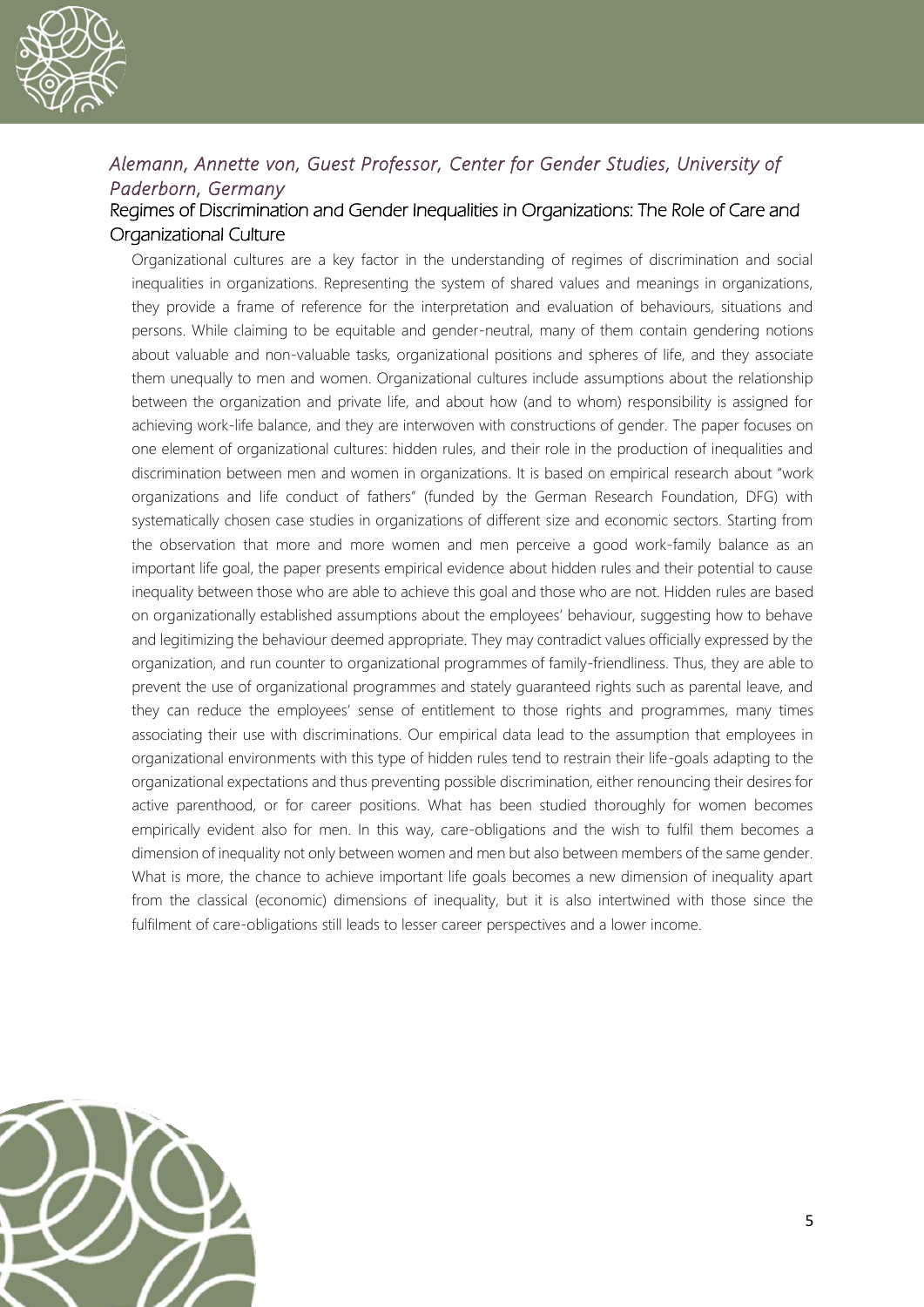*Alemann, Annette von, Guest Professor, Center for Gender Studies, University of Paderborn, Germany*

## Regimes of Discrimination and Gender Inequalities in Organizations: The Role of Care and Organizational Culture

Organizational cultures are a key factor in the understanding of regimes of discrimination and social inequalities in organizations. Representing the system of shared values and meanings in organizations, they provide a frame of reference for the interpretation and evaluation of behaviours, situations and persons. While claiming to be equitable and gender-neutral, many of them contain gendering notions about valuable and non-valuable tasks, organizational positions and spheres of life, and they associate them unequally to men and women. Organizational cultures include assumptions about the relationship between the organization and private life, and about how (and to whom) responsibility is assigned for achieving work-life balance, and they are interwoven with constructions of gender. The paper focuses on one element of organizational cultures: hidden rules, and their role in the production of inequalities and discrimination between men and women in organizations. It is based on empirical research about "work organizations and life conduct of fathers" (funded by the German Research Foundation, DFG) with systematically chosen case studies in organizations of different size and economic sectors. Starting from the observation that more and more women and men perceive a good work-family balance as an important life goal, the paper presents empirical evidence about hidden rules and their potential to cause inequality between those who are able to achieve this goal and those who are not. Hidden rules are based on organizationally established assumptions about the employees' behaviour, suggesting how to behave and legitimizing the behaviour deemed appropriate. They may contradict values officially expressed by the organization, and run counter to organizational programmes of family-friendliness. Thus, they are able to prevent the use of organizational programmes and stately guaranteed rights such as parental leave, and they can reduce the employees' sense of entitlement to those rights and programmes, many times associating their use with discriminations. Our empirical data lead to the assumption that employees in organizational environments with this type of hidden rules tend to restrain their life-goals adapting to the organizational expectations and thus preventing possible discrimination, either renouncing their desires for active parenthood, or for career positions. What has been studied thoroughly for women becomes empirically evident also for men. In this way, care-obligations and the wish to fulfil them becomes a dimension of inequality not only between women and men but also between members of the same gender. What is more, the chance to achieve important life goals becomes a new dimension of inequality apart from the classical (economic) dimensions of inequality, but it is also intertwined with those since the fulfilment of care-obligations still leads to lesser career perspectives and a lower income.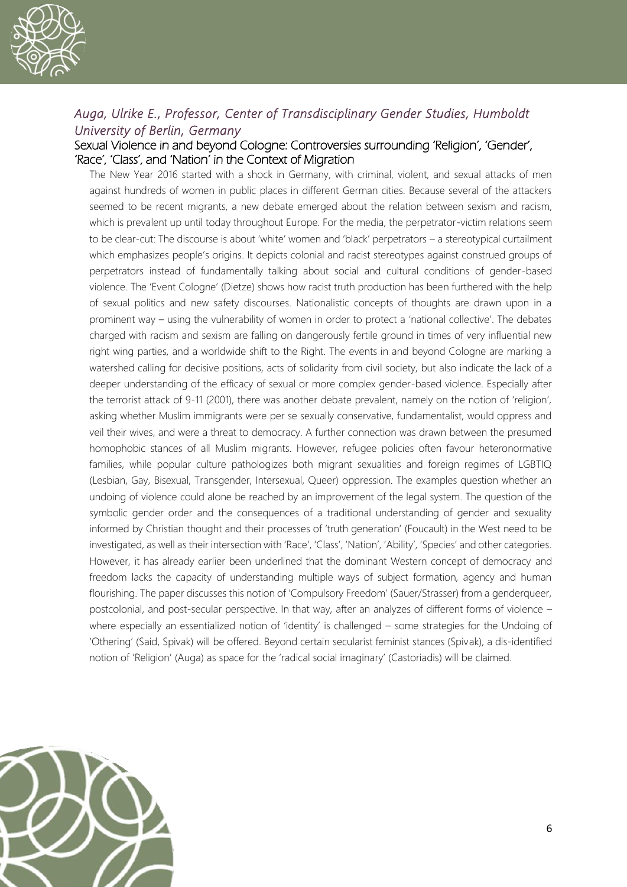### *Auga, Ulrike E., Professor, Center of Transdisciplinary Gender Studies, Humboldt University of Berlin, Germany*

#### Sexual Violence in and beyond Cologne: Controversies surrounding 'Religion', 'Gender', 'Race', 'Class', and 'Nation' in the Context of Migration

The New Year 2016 started with a shock in Germany, with criminal, violent, and sexual attacks of men against hundreds of women in public places in different German cities. Because several of the attackers seemed to be recent migrants, a new debate emerged about the relation between sexism and racism, which is prevalent up until today throughout Europe. For the media, the perpetrator-victim relations seem to be clear-cut: The discourse is about 'white' women and 'black' perpetrators – a stereotypical curtailment which emphasizes people's origins. It depicts colonial and racist stereotypes against construed groups of perpetrators instead of fundamentally talking about social and cultural conditions of gender-based violence. The 'Event Cologne' (Dietze) shows how racist truth production has been furthered with the help of sexual politics and new safety discourses. Nationalistic concepts of thoughts are drawn upon in a prominent way – using the vulnerability of women in order to protect a 'national collective'. The debates charged with racism and sexism are falling on dangerously fertile ground in times of very influential new right wing parties, and a worldwide shift to the Right. The events in and beyond Cologne are marking a watershed calling for decisive positions, acts of solidarity from civil society, but also indicate the lack of a deeper understanding of the efficacy of sexual or more complex gender-based violence. Especially after the terrorist attack of 9-11 (2001), there was another debate prevalent, namely on the notion of 'religion', asking whether Muslim immigrants were per se sexually conservative, fundamentalist, would oppress and veil their wives, and were a threat to democracy. A further connection was drawn between the presumed homophobic stances of all Muslim migrants. However, refugee policies often favour heteronormative families, while popular culture pathologizes both migrant sexualities and foreign regimes of LGBTIQ (Lesbian, Gay, Bisexual, Transgender, Intersexual, Queer) oppression. The examples question whether an undoing of violence could alone be reached by an improvement of the legal system. The question of the symbolic gender order and the consequences of a traditional understanding of gender and sexuality informed by Christian thought and their processes of 'truth generation' (Foucault) in the West need to be investigated, as well as their intersection with 'Race', 'Class', 'Nation', 'Ability', 'Species' and other categories. However, it has already earlier been underlined that the dominant Western concept of democracy and freedom lacks the capacity of understanding multiple ways of subject formation, agency and human flourishing. The paper discusses this notion of 'Compulsory Freedom' (Sauer/Strasser) from a genderqueer, postcolonial, and post-secular perspective. In that way, after an analyzes of different forms of violence – where especially an essentialized notion of 'identity' is challenged – some strategies for the Undoing of 'Othering' (Said, Spivak) will be offered. Beyond certain secularist feminist stances (Spivak), a dis-identified notion of 'Religion' (Auga) as space for the 'radical social imaginary' (Castoriadis) will be claimed.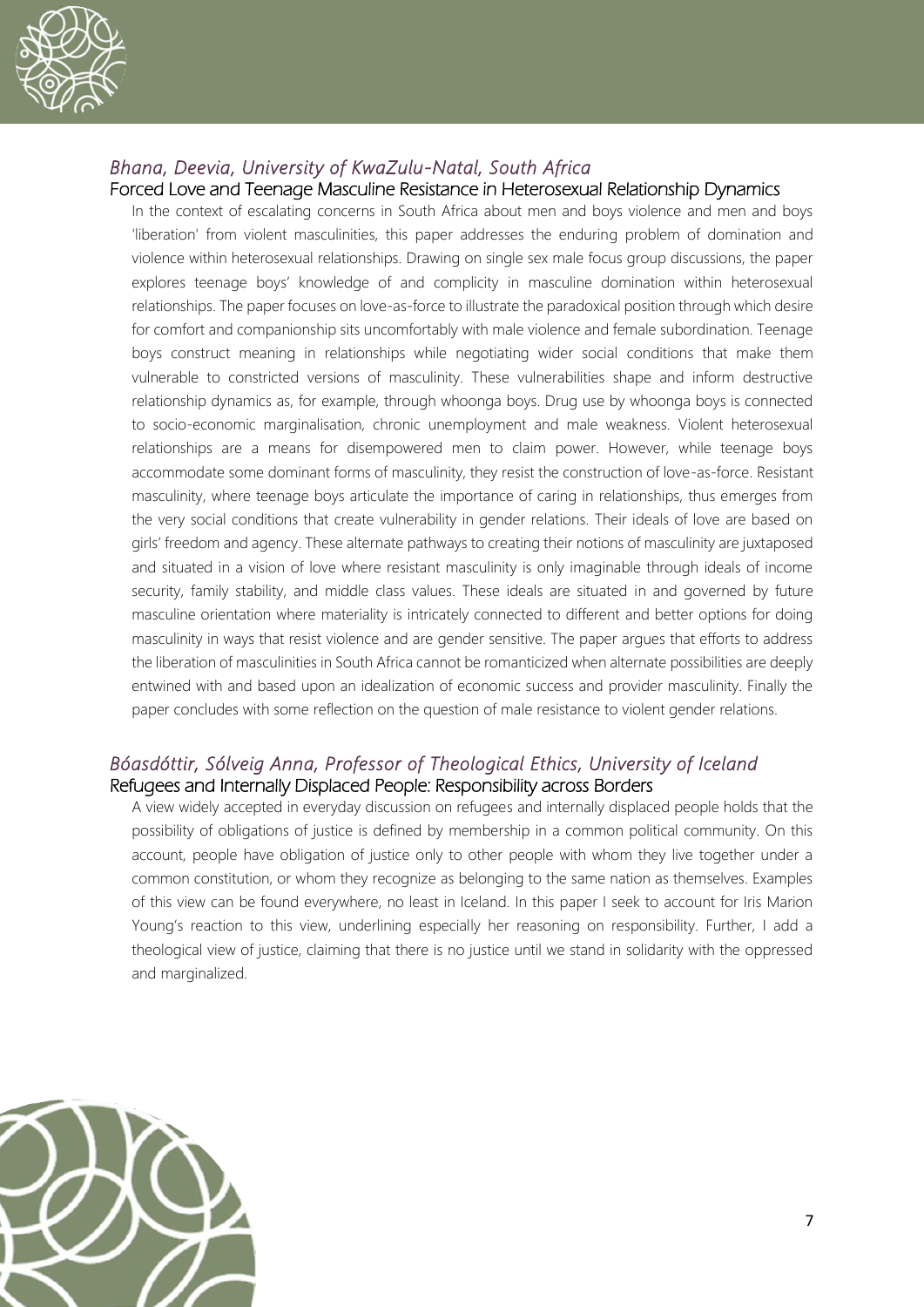### *Bhana, Deevia, University of KwaZulu-Natal, South Africa*

#### Forced Love and Teenage Masculine Resistance in Heterosexual Relationship Dynamics

In the context of escalating concerns in South Africa about men and boys violence and men and boys 'liberation' from violent masculinities, this paper addresses the enduring problem of domination and violence within heterosexual relationships. Drawing on single sex male focus group discussions, the paper explores teenage boys' knowledge of and complicity in masculine domination within heterosexual relationships. The paper focuses on love-as-force to illustrate the paradoxical position through which desire for comfort and companionship sits uncomfortably with male violence and female subordination. Teenage boys construct meaning in relationships while negotiating wider social conditions that make them vulnerable to constricted versions of masculinity. These vulnerabilities shape and inform destructive relationship dynamics as, for example, through whoonga boys. Drug use by whoonga boys is connected to socio-economic marginalisation, chronic unemployment and male weakness. Violent heterosexual relationships are a means for disempowered men to claim power. However, while teenage boys accommodate some dominant forms of masculinity, they resist the construction of love-as-force. Resistant masculinity, where teenage boys articulate the importance of caring in relationships, thus emerges from the very social conditions that create vulnerability in gender relations. Their ideals of love are based on girls' freedom and agency. These alternate pathways to creating their notions of masculinity are juxtaposed and situated in a vision of love where resistant masculinity is only imaginable through ideals of income security, family stability, and middle class values. These ideals are situated in and governed by future masculine orientation where materiality is intricately connected to different and better options for doing masculinity in ways that resist violence and are gender sensitive. The paper argues that efforts to address the liberation of masculinities in South Africa cannot be romanticized when alternate possibilities are deeply entwined with and based upon an idealization of economic success and provider masculinity. Finally the paper concludes with some reflection on the question of male resistance to violent gender relations.

### *Bóasdóttir, Sólveig Anna, Professor of Theological Ethics, University of Iceland*

#### Refugees and Internally Displaced People: Responsibility across Borders

A view widely accepted in everyday discussion on refugees and internally displaced people holds that the possibility of obligations of justice is defined by membership in a common political community. On this account, people have obligation of justice only to other people with whom they live together under a common constitution, or whom they recognize as belonging to the same nation as themselves. Examples of this view can be found everywhere, no least in Iceland. In this paper I seek to account for Iris Marion Young's reaction to this view, underlining especially her reasoning on responsibility. Further, I add a theological view of justice, claiming that there is no justice until we stand in solidarity with the oppressed and marginalized.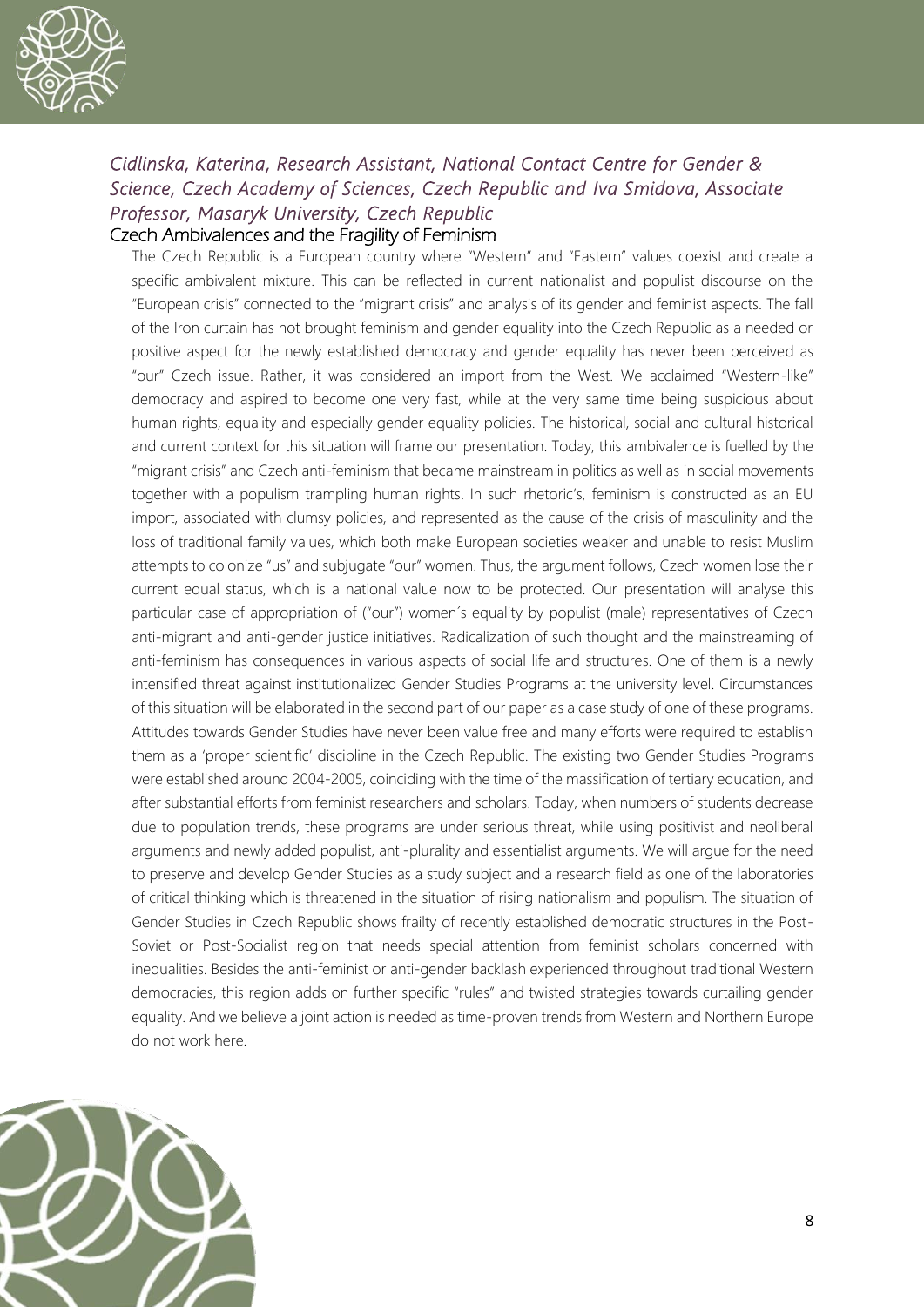*Cidlinska, Katerina, Research Assistant, National Contact Centre for Gender & Science, Czech Academy of Sciences, Czech Republic and Iva Smidova, Associate Professor, Masaryk University, Czech Republic*

## Czech Ambivalences and the Fragility of Feminism

The Czech Republic is a European country where "Western" and "Eastern" values coexist and create a specific ambivalent mixture. This can be reflected in current nationalist and populist discourse on the "European crisis" connected to the "migrant crisis" and analysis of its gender and feminist aspects. The fall of the Iron curtain has not brought feminism and gender equality into the Czech Republic as a needed or positive aspect for the newly established democracy and gender equality has never been perceived as "our" Czech issue. Rather, it was considered an import from the West. We acclaimed "Western-like" democracy and aspired to become one very fast, while at the very same time being suspicious about human rights, equality and especially gender equality policies. The historical, social and cultural historical and current context for this situation will frame our presentation. Today, this ambivalence is fuelled by the "migrant crisis" and Czech anti-feminism that became mainstream in politics as well as in social movements together with a populism trampling human rights. In such rhetoric's, feminism is constructed as an EU import, associated with clumsy policies, and represented as the cause of the crisis of masculinity and the loss of traditional family values, which both make European societies weaker and unable to resist Muslim attempts to colonize "us" and subjugate "our" women. Thus, the argument follows, Czech women lose their current equal status, which is a national value now to be protected. Our presentation will analyse this particular case of appropriation of ("our") women´s equality by populist (male) representatives of Czech anti-migrant and anti-gender justice initiatives. Radicalization of such thought and the mainstreaming of anti-feminism has consequences in various aspects of social life and structures. One of them is a newly intensified threat against institutionalized Gender Studies Programs at the university level. Circumstances of this situation will be elaborated in the second part of our paper as a case study of one of these programs. Attitudes towards Gender Studies have never been value free and many efforts were required to establish them as a 'proper scientific' discipline in the Czech Republic. The existing two Gender Studies Programs were established around 2004-2005, coinciding with the time of the massification of tertiary education, and after substantial efforts from feminist researchers and scholars. Today, when numbers of students decrease due to population trends, these programs are under serious threat, while using positivist and neoliberal arguments and newly added populist, anti-plurality and essentialist arguments. We will argue for the need to preserve and develop Gender Studies as a study subject and a research field as one of the laboratories of critical thinking which is threatened in the situation of rising nationalism and populism. The situation of Gender Studies in Czech Republic shows frailty of recently established democratic structures in the Post-Soviet or Post-Socialist region that needs special attention from feminist scholars concerned with inequalities. Besides the anti-feminist or anti-gender backlash experienced throughout traditional Western democracies, this region adds on further specific "rules" and twisted strategies towards curtailing gender equality. And we believe a joint action is needed as time-proven trends from Western and Northern Europe do not work here.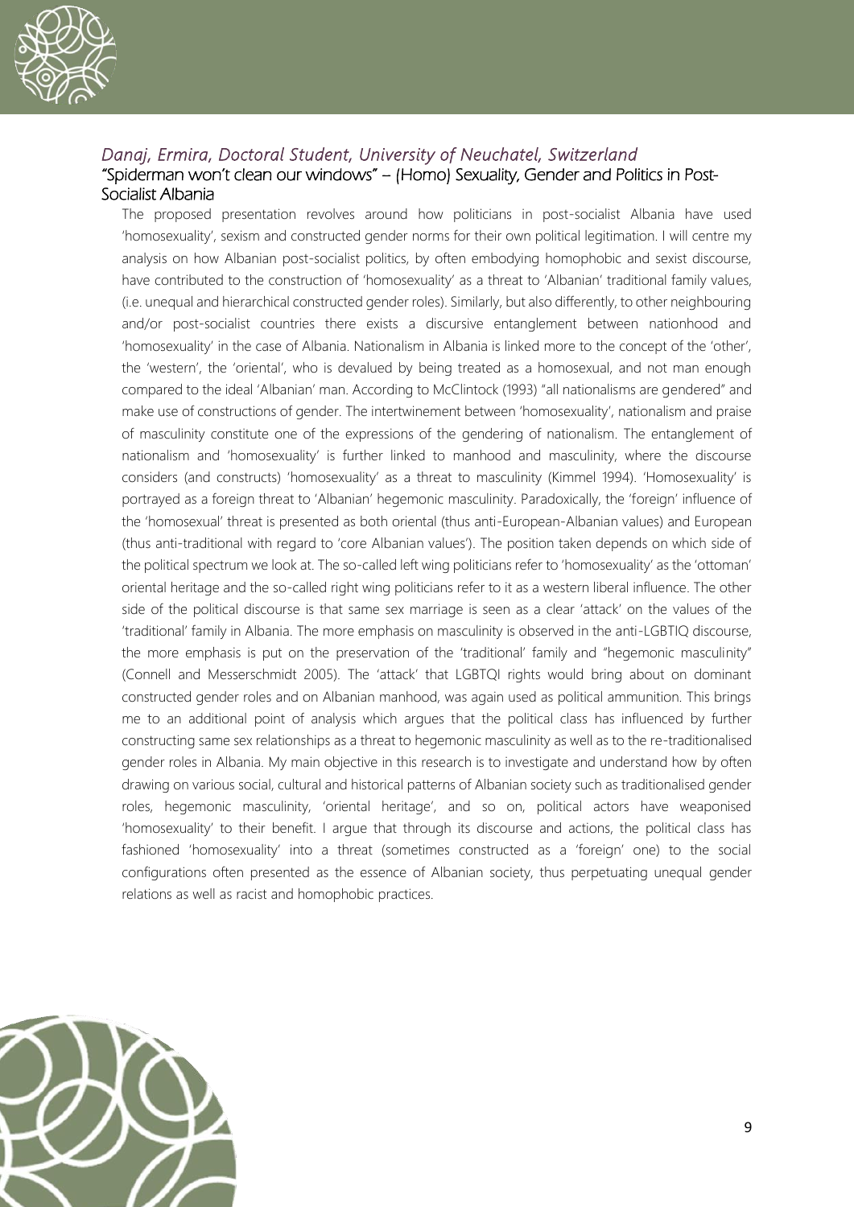## *Danaj, Ermira, Doctoral Student, University of Neuchatel, Switzerland*

### "Spiderman won't clean our windows" – (Homo) Sexuality, Gender and Politics in Post-Socialist Albania

The proposed presentation revolves around how politicians in post-socialist Albania have used 'homosexuality', sexism and constructed gender norms for their own political legitimation. I will centre my analysis on how Albanian post-socialist politics, by often embodying homophobic and sexist discourse, have contributed to the construction of 'homosexuality' as a threat to 'Albanian' traditional family values, (i.e. unequal and hierarchical constructed gender roles). Similarly, but also differently, to other neighbouring and/or post-socialist countries there exists a discursive entanglement between nationhood and 'homosexuality' in the case of Albania. Nationalism in Albania is linked more to the concept of the 'other', the 'western', the 'oriental', who is devalued by being treated as a homosexual, and not man enough compared to the ideal 'Albanian' man. According to McClintock (1993) "all nationalisms are gendered" and make use of constructions of gender. The intertwinement between 'homosexuality', nationalism and praise of masculinity constitute one of the expressions of the gendering of nationalism. The entanglement of nationalism and 'homosexuality' is further linked to manhood and masculinity, where the discourse considers (and constructs) 'homosexuality' as a threat to masculinity (Kimmel 1994). 'Homosexuality' is portrayed as a foreign threat to 'Albanian' hegemonic masculinity. Paradoxically, the 'foreign' influence of the 'homosexual' threat is presented as both oriental (thus anti-European-Albanian values) and European (thus anti-traditional with regard to 'core Albanian values'). The position taken depends on which side of the political spectrum we look at. The so-called left wing politicians refer to 'homosexuality' as the 'ottoman' oriental heritage and the so-called right wing politicians refer to it as a western liberal influence. The other side of the political discourse is that same sex marriage is seen as a clear 'attack' on the values of the 'traditional' family in Albania. The more emphasis on masculinity is observed in the anti-LGBTIQ discourse, the more emphasis is put on the preservation of the 'traditional' family and "hegemonic masculinity" (Connell and Messerschmidt 2005). The 'attack' that LGBTQI rights would bring about on dominant constructed gender roles and on Albanian manhood, was again used as political ammunition. This brings me to an additional point of analysis which argues that the political class has influenced by further constructing same sex relationships as a threat to hegemonic masculinity as well as to the re-traditionalised gender roles in Albania. My main objective in this research is to investigate and understand how by often drawing on various social, cultural and historical patterns of Albanian society such as traditionalised gender roles, hegemonic masculinity, 'oriental heritage', and so on, political actors have weaponised 'homosexuality' to their benefit. I argue that through its discourse and actions, the political class has fashioned 'homosexuality' into a threat (sometimes constructed as a 'foreign' one) to the social configurations often presented as the essence of Albanian society, thus perpetuating unequal gender relations as well as racist and homophobic practices.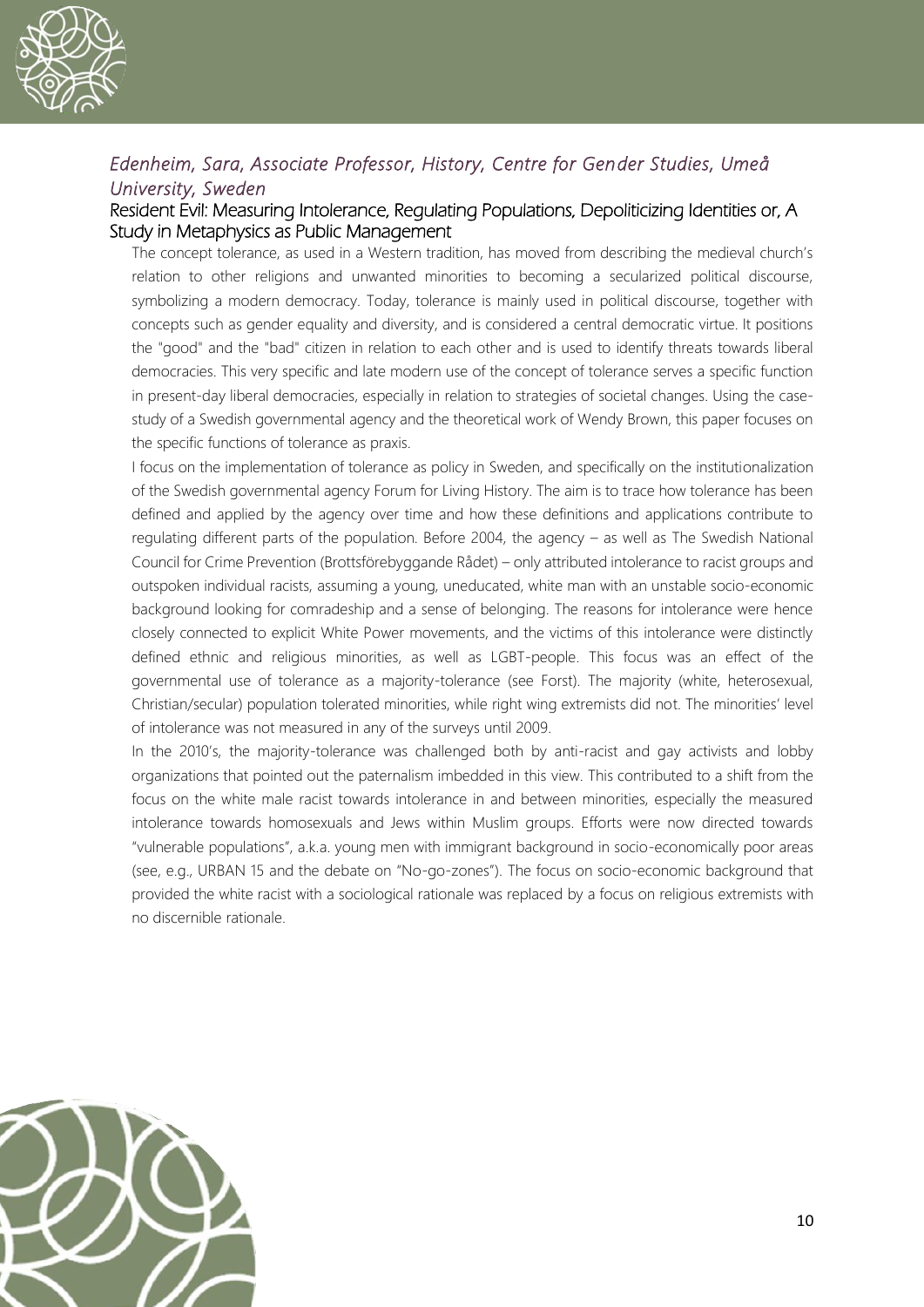### *Edenheim, Sara, Associate Professor, History, Centre for Gender Studies, Umeå University, Sweden*

#### Resident Evil: Measuring Intolerance, Regulating Populations, Depoliticizing Identities or, A Study in Metaphysics as Public Management

The concept tolerance, as used in a Western tradition, has moved from describing the medieval church's relation to other religions and unwanted minorities to becoming a secularized political discourse, symbolizing a modern democracy. Today, tolerance is mainly used in political discourse, together with concepts such as gender equality and diversity, and is considered a central democratic virtue. It positions the "good" and the "bad" citizen in relation to each other and is used to identify threats towards liberal democracies. This very specific and late modern use of the concept of tolerance serves a specific function in present-day liberal democracies, especially in relation to strategies of societal changes. Using the case-study of a Swedish governmental agency and the theoretical work of Wendy Brown, this paper focuses on the specific functions of tolerance as praxis.

I focus on the implementation of tolerance as policy in Sweden, and specifically on the institutionalization of the Swedish governmental agency Forum for Living History. The aim is to trace how tolerance has been defined and applied by the agency over time and how these definitions and applications contribute to regulating different parts of the population. Before 2004, the agency – as well as The Swedish National Council for Crime Prevention (Brottsförebyggande Rådet) – only attributed intolerance to racist groups and outspoken individual racists, assuming a young, uneducated, white man with an unstable socio-economic background looking for comradeship and a sense of belonging. The reasons for intolerance were hence closely connected to explicit White Power movements, and the victims of this intolerance were distinctly defined ethnic and religious minorities, as well as LGBT-people. This focus was an effect of the governmental use of tolerance as a majority-tolerance (see Forst). The majority (white, heterosexual, Christian/secular) population tolerated minorities, while right wing extremists did not. The minorities' level of intolerance was not measured in any of the surveys until 2009.

In the 2010's, the majority-tolerance was challenged both by anti-racist and gay activists and lobby organizations that pointed out the paternalism imbedded in this view. This contributed to a shift from the focus on the white male racist towards intolerance in and between minorities, especially the measured intolerance towards homosexuals and Jews within Muslim groups. Efforts were now directed towards "vulnerable populations", a.k.a. young men with immigrant background in socio-economically poor areas (see, e.g., URBAN 15 and the debate on "No-go-zones"). The focus on socio-economic background that provided the white racist with a sociological rationale was replaced by a focus on religious extremists with no discernible rationale.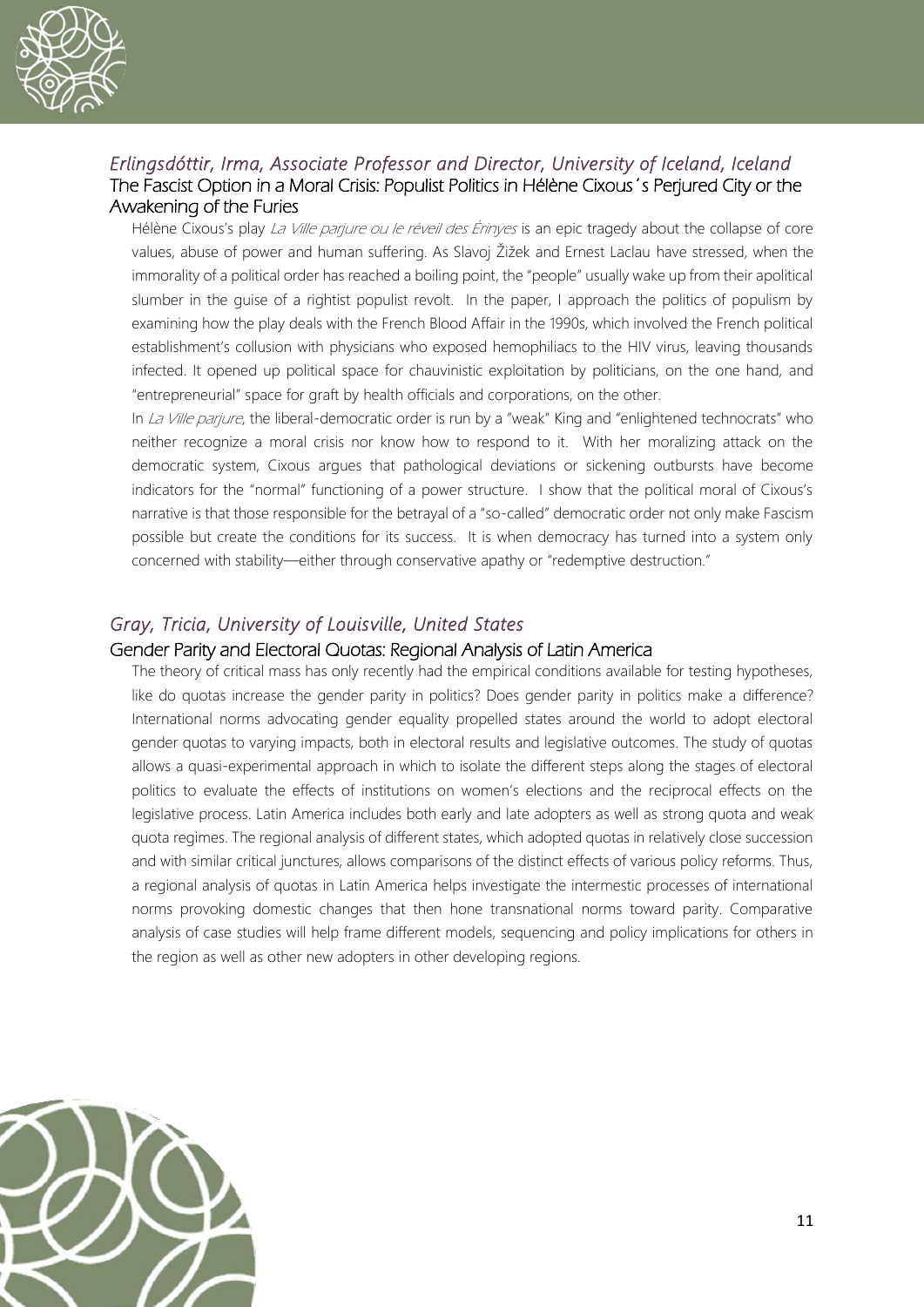### *Erlingsdóttir, Irma, Associate Professor and Director, University of Iceland, Iceland*

#### The Fascist Option in a Moral Crisis: Populist Politics in Hélène Cixous´s Perjured City or the Awakening of the Furies

Hélène Cixous's play *La Ville parjure ou le réveil des Érinyes* is an epic tragedy about the collapse of core values, abuse of power and human suffering. As Slavoj Žižek and Ernest Laclau have stressed, when the immorality of a political order has reached a boiling point, the "people" usually wake up from their apolitical slumber in the guise of a rightist populist revolt. In the paper, I approach the politics of populism by examining how the play deals with the French Blood Affair in the 1990s, which involved the French political establishment's collusion with physicians who exposed hemophiliacs to the HIV virus, leaving thousands infected. It opened up political space for chauvinistic exploitation by politicians, on the one hand, and "entrepreneurial" space for graft by health officials and corporations, on the other.

In *La Ville parjure*, the liberal-democratic order is run by a "weak" King and "enlightened technocrats" who neither recognize a moral crisis nor know how to respond to it. With her moralizing attack on the democratic system, Cixous argues that pathological deviations or sickening outbursts have become indicators for the "normal" functioning of a power structure. I show that the political moral of Cixous's narrative is that those responsible for the betrayal of a "so-called" democratic order not only make Fascism possible but create the conditions for its success. It is when democracy has turned into a system only concerned with stability—either through conservative apathy or "redemptive destruction."

### *Gray, Tricia, University of Louisville, United States*

#### Gender Parity and Electoral Quotas: Regional Analysis of Latin America

The theory of critical mass has only recently had the empirical conditions available for testing hypotheses, like do quotas increase the gender parity in politics? Does gender parity in politics make a difference? International norms advocating gender equality propelled states around the world to adopt electoral gender quotas to varying impacts, both in electoral results and legislative outcomes. The study of quotas allows a quasi-experimental approach in which to isolate the different steps along the stages of electoral politics to evaluate the effects of institutions on women's elections and the reciprocal effects on the legislative process. Latin America includes both early and late adopters as well as strong quota and weak quota regimes. The regional analysis of different states, which adopted quotas in relatively close succession and with similar critical junctures, allows comparisons of the distinct effects of various policy reforms. Thus, a regional analysis of quotas in Latin America helps investigate the intermestic processes of international norms provoking domestic changes that then hone transnational norms toward parity. Comparative analysis of case studies will help frame different models, sequencing and policy implications for others in the region as well as other new adopters in other developing regions.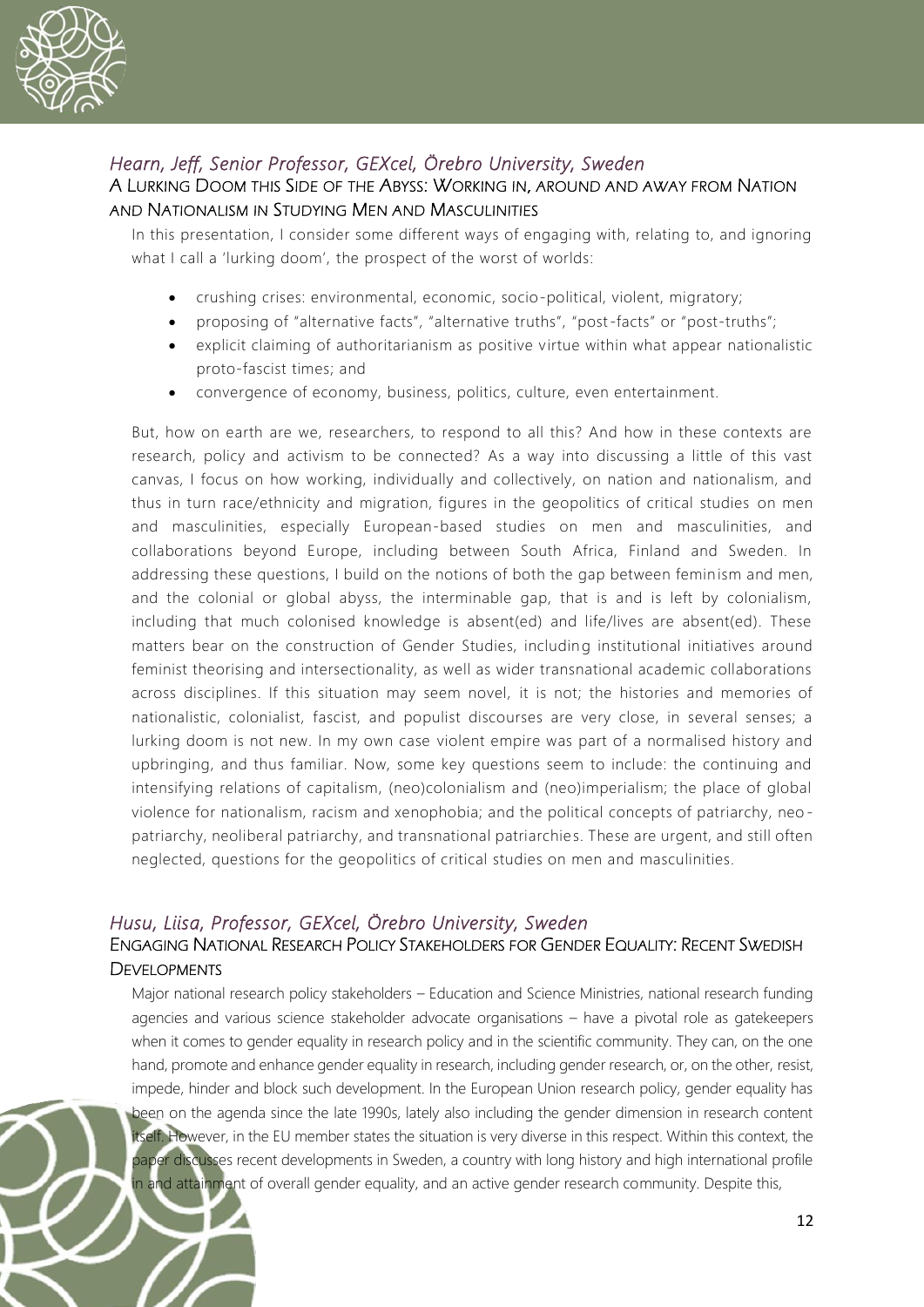### *Hearn, Jeff, Senior Professor, GEXcel, Örebro University, Sweden*

A LURKING DOOM THIS SIDE OF THE ABYSS: WORKING IN, AROUND AND AWAY FROM NATION AND NATIONALISM IN STUDYING MEN AND MASCULINITIES

In this presentation, I consider some different ways of engaging with, relating to, and ignoring what I call a 'lurking doom', the prospect of the worst of worlds:

- crushing crises: environmental, economic, socio-political, violent, migratory;
- proposing of "alternative facts", "alternative truths", "post-facts" or "post-truths";
- explicit claiming of authoritarianism as positive virtue within what appear nationalistic proto-fascist times; and
- convergence of economy, business, politics, culture, even entertainment.

But, how on earth are we, researchers, to respond to all this? And how in these contexts are research, policy and activism to be connected? As a way into discussing a little of this vast canvas, I focus on how working, individually and collectively, on nation and nationalism, and thus in turn race/ethnicity and migration, figures in the geopolitics of critical studies on men and masculinities, especially European-based studies on men and masculinities, and collaborations beyond Europe, including between South Africa, Finland and Sweden. In addressing these questions, I build on the notions of both the gap between feminism and men, and the colonial or global abyss, the interminable gap, that is and is left by colonialism, including that much colonised knowledge is absent(ed) and life/lives are absent(ed). These matters bear on the construction of Gender Studies, including institutional initiatives around feminist theorising and intersectionality, as well as wider transnational academic collaborations across disciplines. If this situation may seem novel, it is not; the histories and memories of nationalistic, colonialist, fascist, and populist discourses are very close, in several senses; a lurking doom is not new. In my own case violent empire was part of a normalised history and upbringing, and thus familiar. Now, some key questions seem to include: the continuing and intensifying relations of capitalism, (neo)colonialism and (neo)imperialism; the place of global violence for nationalism, racism and xenophobia; and the political concepts of patriarchy, neo-patriarchy, neoliberal patriarchy, and transnational patriarchies. These are urgent, and still often neglected, questions for the geopolitics of critical studies on men and masculinities.

### *Husu, Liisa, Professor, GEXcel, Örebro University, Sweden*

ENGAGING NATIONAL RESEARCH POLICY STAKEHOLDERS FOR GENDER EQUALITY: RECENT SWEDISH DEVELOPMENTS

Major national research policy stakeholders – Education and Science Ministries, national research funding agencies and various science stakeholder advocate organisations – have a pivotal role as gatekeepers when it comes to gender equality in research policy and in the scientific community. They can, on the one hand, promote and enhance gender equality in research, including gender research, or, on the other, resist, impede, hinder and block such development. In the European Union research policy, gender equality has been on the agenda since the late 1990s, lately also including the gender dimension in research content itself. However, in the EU member states the situation is very diverse in this respect. Within this context, the paper discusses recent developments in Sweden, a country with long history and high international profile in and attainment of overall gender equality, and an active gender research community. Despite this,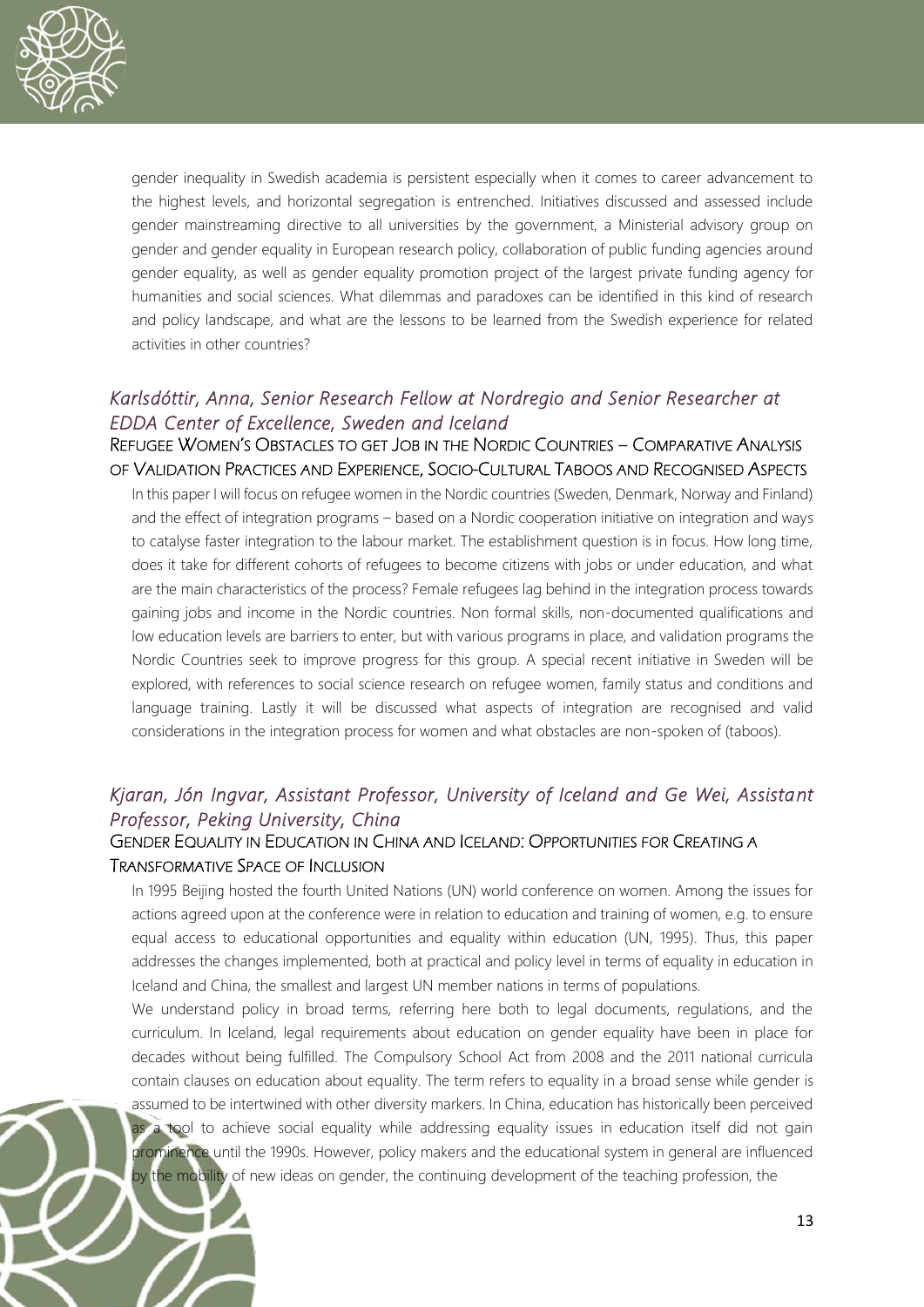gender inequality in Swedish academia is persistent especially when it comes to career advancement to the highest levels, and horizontal segregation is entrenched. Initiatives discussed and assessed include gender mainstreaming directive to all universities by the government, a Ministerial advisory group on gender and gender equality in European research policy, collaboration of public funding agencies around gender equality, as well as gender equality promotion project of the largest private funding agency for humanities and social sciences. What dilemmas and paradoxes can be identified in this kind of research and policy landscape, and what are the lessons to be learned from the Swedish experience for related activities in other countries?

### *Karlsdóttir, Anna, Senior Research Fellow at Nordregio and Senior Researcher at EDDA Center of Excellence, Sweden and Iceland*

REFUGEE WOMEN'S OBSTACLES TO GET JOB IN THE NORDIC COUNTRIES – COMPARATIVE ANALYSIS OF VALIDATION PRACTICES AND EXPERIENCE, SOCIO-CULTURAL TABOOS AND RECOGNISED ASPECTS

In this paper I will focus on refugee women in the Nordic countries (Sweden, Denmark, Norway and Finland) and the effect of integration programs – based on a Nordic cooperation initiative on integration and ways to catalyse faster integration to the labour market. The establishment question is in focus. How long time, does it take for different cohorts of refugees to become citizens with jobs or under education, and what are the main characteristics of the process? Female refugees lag behind in the integration process towards gaining jobs and income in the Nordic countries. Non formal skills, non-documented qualifications and low education levels are barriers to enter, but with various programs in place, and validation programs the Nordic Countries seek to improve progress for this group. A special recent initiative in Sweden will be explored, with references to social science research on refugee women, family status and conditions and language training. Lastly it will be discussed what aspects of integration are recognised and valid considerations in the integration process for women and what obstacles are non-spoken of (taboos).

### *Kjaran, Jón Ingvar, Assistant Professor, University of Iceland and Ge Wei, Assistant Professor, Peking University, China*

GENDER EQUALITY IN EDUCATION IN CHINA AND ICELAND: OPPORTUNITIES FOR CREATING A TRANSFORMATIVE SPACE OF INCLUSION

In 1995 Beijing hosted the fourth United Nations (UN) world conference on women. Among the issues for actions agreed upon at the conference were in relation to education and training of women, e.g. to ensure equal access to educational opportunities and equality within education (UN, 1995). Thus, this paper addresses the changes implemented, both at practical and policy level in terms of equality in education in Iceland and China, the smallest and largest UN member nations in terms of populations.

We understand policy in broad terms, referring here both to legal documents, regulations, and the curriculum. In Iceland, legal requirements about education on gender equality have been in place for decades without being fulfilled. The Compulsory School Act from 2008 and the 2011 national curricula contain clauses on education about equality. The term refers to equality in a broad sense while gender is assumed to be intertwined with other diversity markers. In China, education has historically been perceived as a tool to achieve social equality while addressing equality issues in education itself did not gain prominence until the 1990s. However, policy makers and the educational system in general are influenced by the mobility of new ideas on gender, the continuing development of the teaching profession, the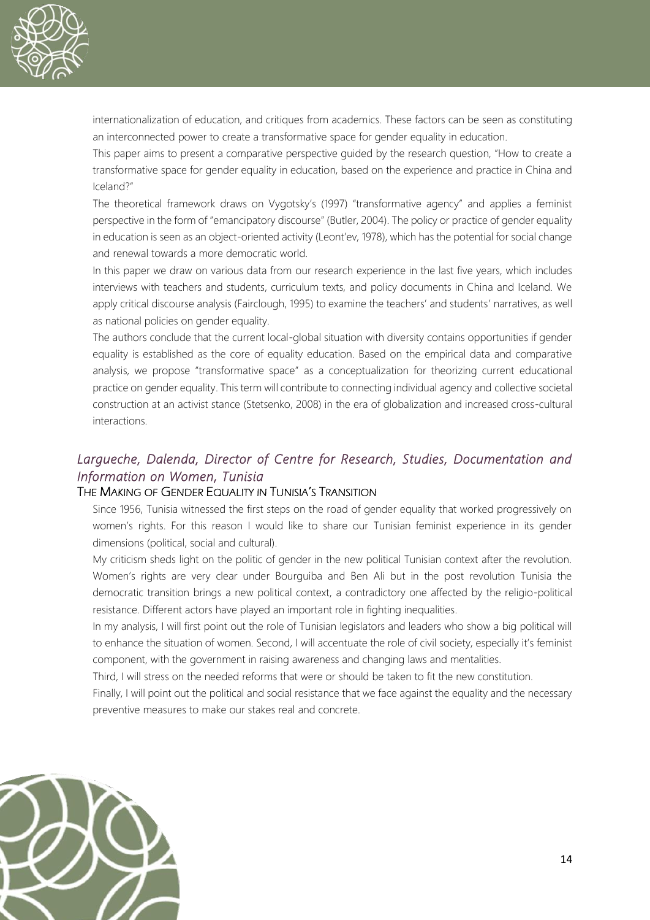internationalization of education, and critiques from academics. These factors can be seen as constituting an interconnected power to create a transformative space for gender equality in education.

This paper aims to present a comparative perspective guided by the research question, "How to create a transformative space for gender equality in education, based on the experience and practice in China and Iceland?"

The theoretical framework draws on Vygotsky's (1997) "transformative agency" and applies a feminist perspective in the form of "emancipatory discourse" (Butler, 2004). The policy or practice of gender equality in education is seen as an object-oriented activity (Leont'ev, 1978), which has the potential for social change and renewal towards a more democratic world.

In this paper we draw on various data from our research experience in the last five years, which includes interviews with teachers and students, curriculum texts, and policy documents in China and Iceland. We apply critical discourse analysis (Fairclough, 1995) to examine the teachers' and students' narratives, as well as national policies on gender equality.

The authors conclude that the current local-global situation with diversity contains opportunities if gender equality is established as the core of equality education. Based on the empirical data and comparative analysis, we propose "transformative space" as a conceptualization for theorizing current educational practice on gender equality. This term will contribute to connecting individual agency and collective societal construction at an activist stance (Stetsenko, 2008) in the era of globalization and increased cross-cultural interactions.

## *Largueche, Dalenda, Director of Centre for Research, Studies, Documentation and Information on Women, Tunisia*

### THE MAKING OF GENDER EQUALITY IN TUNISIA'S TRANSITION

Since 1956, Tunisia witnessed the first steps on the road of gender equality that worked progressively on women's rights. For this reason I would like to share our Tunisian feminist experience in its gender dimensions (political, social and cultural).

My criticism sheds light on the politic of gender in the new political Tunisian context after the revolution. Women's rights are very clear under Bourguiba and Ben Ali but in the post revolution Tunisia the democratic transition brings a new political context, a contradictory one affected by the religio-political resistance. Different actors have played an important role in fighting inequalities.

In my analysis, I will first point out the role of Tunisian legislators and leaders who show a big political will to enhance the situation of women. Second, I will accentuate the role of civil society, especially it's feminist component, with the government in raising awareness and changing laws and mentalities.

Third, I will stress on the needed reforms that were or should be taken to fit the new constitution.

Finally, I will point out the political and social resistance that we face against the equality and the necessary preventive measures to make our stakes real and concrete.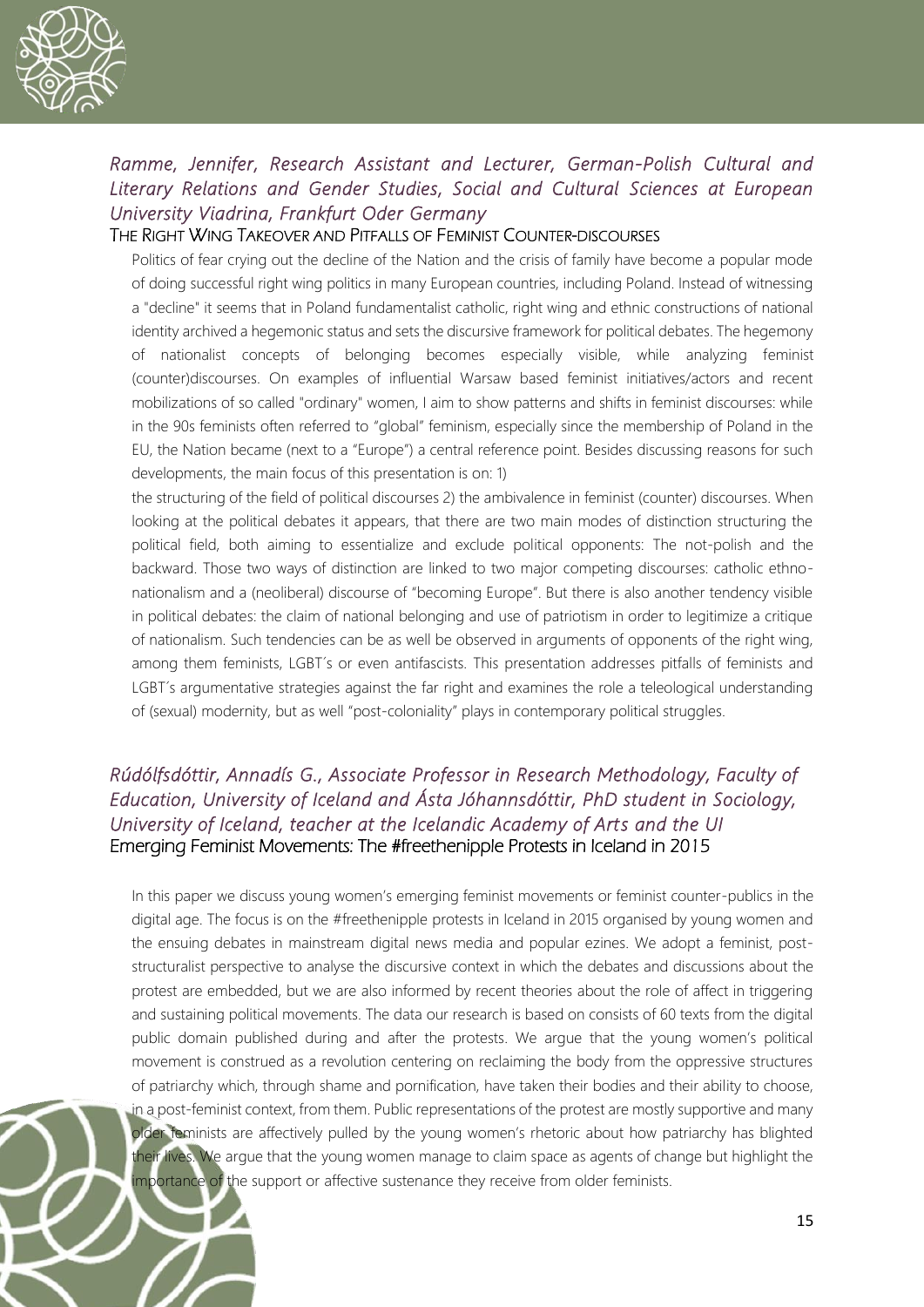### *Ramme, Jennifer, Research Assistant and Lecturer, German-Polish Cultural and Literary Relations and Gender Studies, Social and Cultural Sciences at European University Viadrina, Frankfurt Oder Germany*

THE RIGHT WING TAKEOVER AND PITFALLS OF FEMINIST COUNTER-DISCOURSES

Politics of fear crying out the decline of the Nation and the crisis of family have become a popular mode of doing successful right wing politics in many European countries, including Poland. Instead of witnessing a "decline" it seems that in Poland fundamentalist catholic, right wing and ethnic constructions of national identity archived a hegemonic status and sets the discursive framework for political debates. The hegemony of nationalist concepts of belonging becomes especially visible, while analyzing feminist (counter)discourses. On examples of influential Warsaw based feminist initiatives/actors and recent mobilizations of so called "ordinary" women, I aim to show patterns and shifts in feminist discourses: while in the 90s feminists often referred to "global" feminism, especially since the membership of Poland in the EU, the Nation became (next to a "Europe") a central reference point. Besides discussing reasons for such developments, the main focus of this presentation is on: 1)

the structuring of the field of political discourses 2) the ambivalence in feminist (counter) discourses. When looking at the political debates it appears, that there are two main modes of distinction structuring the political field, both aiming to essentialize and exclude political opponents: The not-polish and the backward. Those two ways of distinction are linked to two major competing discourses: catholic ethno-nationalism and a (neoliberal) discourse of "becoming Europe". But there is also another tendency visible in political debates: the claim of national belonging and use of patriotism in order to legitimize a critique of nationalism. Such tendencies can be as well be observed in arguments of opponents of the right wing, among them feminists, LGBT´s or even antifascists. This presentation addresses pitfalls of feminists and LGBT´s argumentative strategies against the far right and examines the role a teleological understanding of (sexual) modernity, but as well "post-coloniality" plays in contemporary political struggles.

### *Rúdólfsdóttir, Annadís G., Associate Professor in Research Methodology, Faculty of Education, University of Iceland and Ásta Jóhannsdóttir, PhD student in Sociology, University of Iceland, teacher at the Icelandic Academy of Arts and the UI*

Emerging Feminist Movements: The #freethenipple Protests in Iceland in 2015

In this paper we discuss young women's emerging feminist movements or feminist counter-publics in the digital age. The focus is on the #freethenipple protests in Iceland in 2015 organised by young women and the ensuing debates in mainstream digital news media and popular ezines. We adopt a feminist, post-structuralist perspective to analyse the discursive context in which the debates and discussions about the protest are embedded, but we are also informed by recent theories about the role of affect in triggering and sustaining political movements. The data our research is based on consists of 60 texts from the digital public domain published during and after the protests. We argue that the young women's political movement is construed as a revolution centering on reclaiming the body from the oppressive structures of patriarchy which, through shame and pornification, have taken their bodies and their ability to choose, in a post-feminist context, from them. Public representations of the protest are mostly supportive and many older feminists are affectively pulled by the young women's rhetoric about how patriarchy has blighted their lives. We argue that the young women manage to claim space as agents of change but highlight the importance of the support or affective sustenance they receive from older feminists.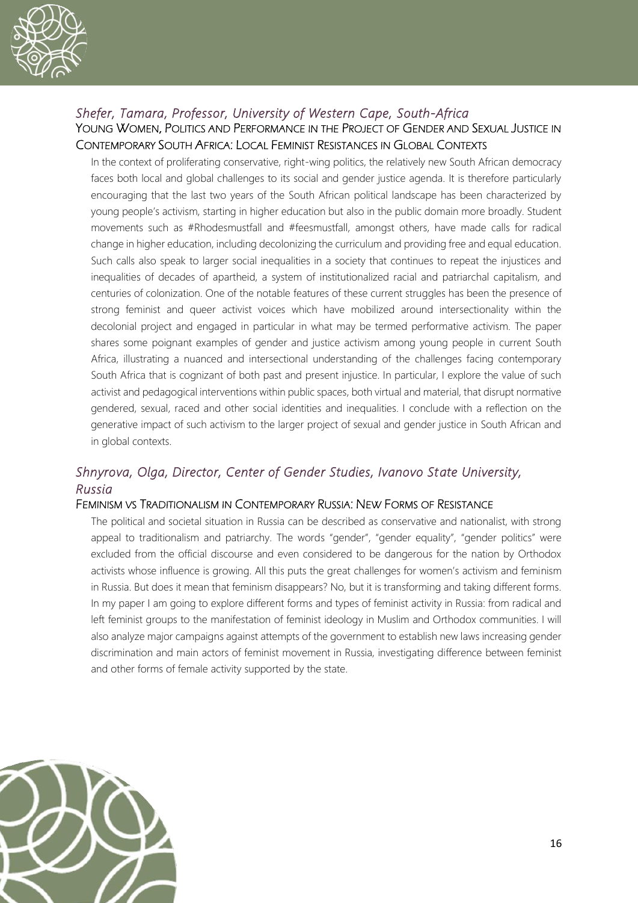### *Shefer, Tamara, Professor, University of Western Cape, South-Africa*

YOUNG WOMEN, POLITICS AND PERFORMANCE IN THE PROJECT OF GENDER AND SEXUAL JUSTICE IN CONTEMPORARY SOUTH AFRICA: LOCAL FEMINIST RESISTANCES IN GLOBAL CONTEXTS

In the context of proliferating conservative, right-wing politics, the relatively new South African democracy faces both local and global challenges to its social and gender justice agenda. It is therefore particularly encouraging that the last two years of the South African political landscape has been characterized by young people's activism, starting in higher education but also in the public domain more broadly. Student movements such as #Rhodesmustfall and #feesmustfall, amongst others, have made calls for radical change in higher education, including decolonizing the curriculum and providing free and equal education. Such calls also speak to larger social inequalities in a society that continues to repeat the injustices and inequalities of decades of apartheid, a system of institutionalized racial and patriarchal capitalism, and centuries of colonization. One of the notable features of these current struggles has been the presence of strong feminist and queer activist voices which have mobilized around intersectionality within the decolonial project and engaged in particular in what may be termed performative activism. The paper shares some poignant examples of gender and justice activism among young people in current South Africa, illustrating a nuanced and intersectional understanding of the challenges facing contemporary South Africa that is cognizant of both past and present injustice. In particular, I explore the value of such activist and pedagogical interventions within public spaces, both virtual and material, that disrupt normative gendered, sexual, raced and other social identities and inequalities. I conclude with a reflection on the generative impact of such activism to the larger project of sexual and gender justice in South African and in global contexts.

### *Shnyrova, Olga, Director, Center of Gender Studies, Ivanovo State University, Russia*

FEMINISM VS TRADITIONALISM IN CONTEMPORARY RUSSIA: NEW FORMS OF RESISTANCE

The political and societal situation in Russia can be described as conservative and nationalist, with strong appeal to traditionalism and patriarchy. The words "gender", "gender equality", "gender politics" were excluded from the official discourse and even considered to be dangerous for the nation by Orthodox activists whose influence is growing. All this puts the great challenges for women's activism and feminism in Russia. But does it mean that feminism disappears? No, but it is transforming and taking different forms. In my paper I am going to explore different forms and types of feminist activity in Russia: from radical and left feminist groups to the manifestation of feminist ideology in Muslim and Orthodox communities. I will also analyze major campaigns against attempts of the government to establish new laws increasing gender discrimination and main actors of feminist movement in Russia, investigating difference between feminist and other forms of female activity supported by the state.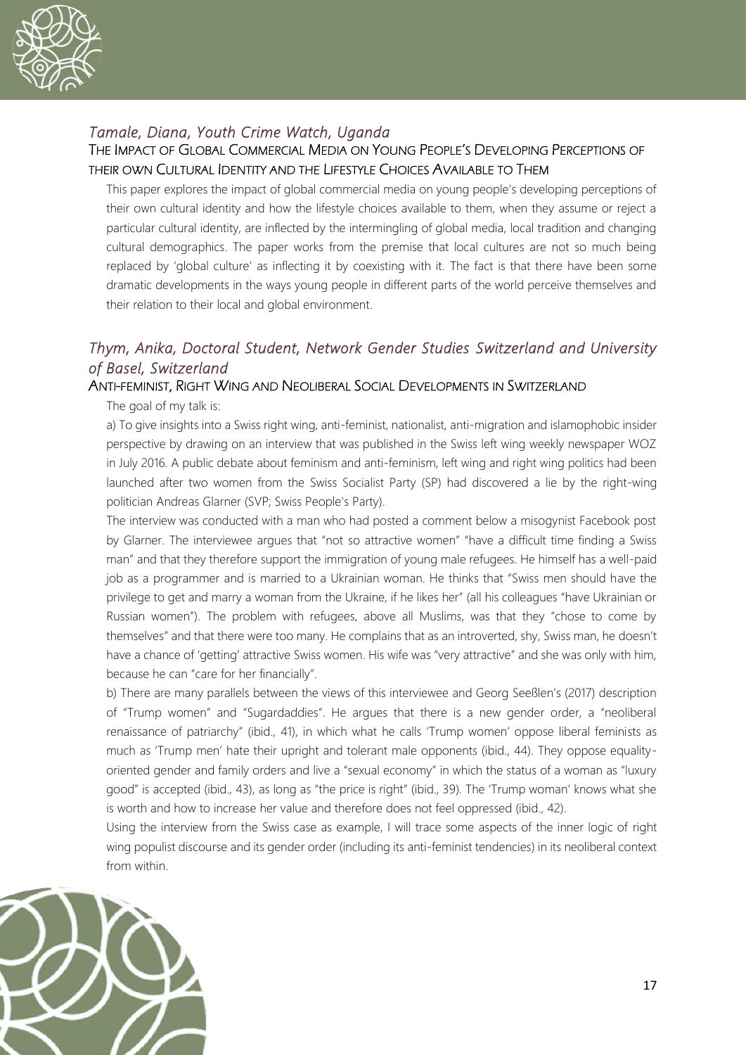## *Tamale, Diana, Youth Crime Watch, Uganda*

### The Impact of Global Commercial Media on Young People's Developing Perceptions of their own Cultural Identity and the Lifestyle Choices Available to Them

This paper explores the impact of global commercial media on young people's developing perceptions of their own cultural identity and how the lifestyle choices available to them, when they assume or reject a particular cultural identity, are inflected by the intermingling of global media, local tradition and changing cultural demographics. The paper works from the premise that local cultures are not so much being replaced by 'global culture' as inflecting it by coexisting with it. The fact is that there have been some dramatic developments in the ways young people in different parts of the world perceive themselves and their relation to their local and global environment.

## *Thym, Anika, Doctoral Student, Network Gender Studies Switzerland and University of Basel, Switzerland*

### Anti-feminist, Right Wing and Neoliberal Social Developments in Switzerland

The goal of my talk is:

a) To give insights into a Swiss right wing, anti-feminist, nationalist, anti-migration and islamophobic insider perspective by drawing on an interview that was published in the Swiss left wing weekly newspaper WOZ in July 2016. A public debate about feminism and anti-feminism, left wing and right wing politics had been launched after two women from the Swiss Socialist Party (SP) had discovered a lie by the right-wing politician Andreas Glarner (SVP; Swiss People's Party).

The interview was conducted with a man who had posted a comment below a misogynist Facebook post by Glarner. The interviewee argues that "not so attractive women" "have a difficult time finding a Swiss man" and that they therefore support the immigration of young male refugees. He himself has a well-paid job as a programmer and is married to a Ukrainian woman. He thinks that "Swiss men should have the privilege to get and marry a woman from the Ukraine, if he likes her" (all his colleagues "have Ukrainian or Russian women"). The problem with refugees, above all Muslims, was that they "chose to come by themselves" and that there were too many. He complains that as an introverted, shy, Swiss man, he doesn't have a chance of 'getting' attractive Swiss women. His wife was "very attractive" and she was only with him, because he can "care for her financially".

b) There are many parallels between the views of this interviewee and Georg Seeßlen's (2017) description of "Trump women" and "Sugardaddies". He argues that there is a new gender order, a "neoliberal renaissance of patriarchy" (ibid., 41), in which what he calls 'Trump women' oppose liberal feminists as much as 'Trump men' hate their upright and tolerant male opponents (ibid., 44). They oppose equality-oriented gender and family orders and live a "sexual economy" in which the status of a woman as "luxury good" is accepted (ibid., 43), as long as "the price is right" (ibid., 39). The 'Trump woman' knows what she is worth and how to increase her value and therefore does not feel oppressed (ibid., 42).

Using the interview from the Swiss case as example, I will trace some aspects of the inner logic of right wing populist discourse and its gender order (including its anti-feminist tendencies) in its neoliberal context from within.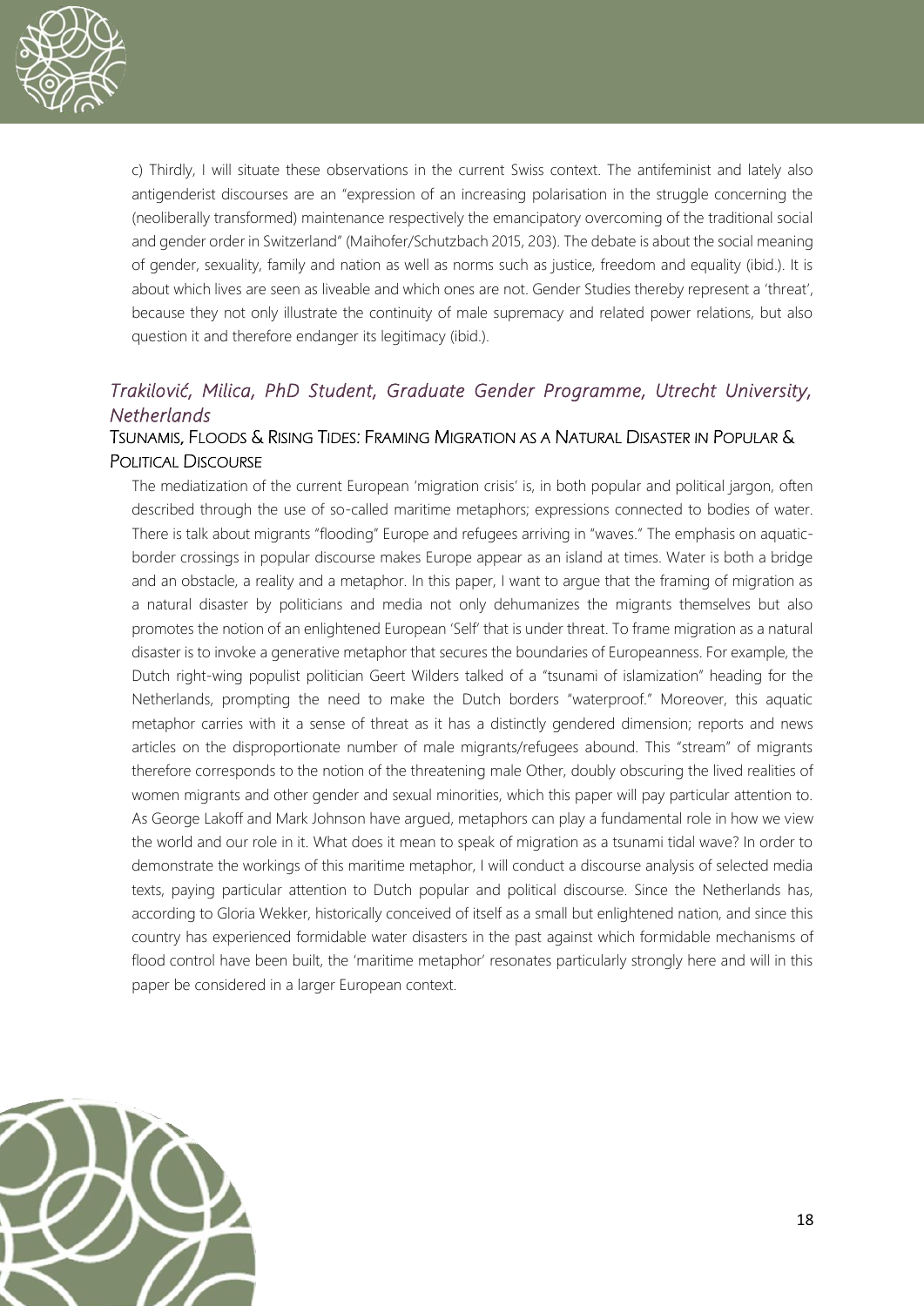c) Thirdly, I will situate these observations in the current Swiss context. The antifeminist and lately also antigenderist discourses are an "expression of an increasing polarisation in the struggle concerning the (neoliberally transformed) maintenance respectively the emancipatory overcoming of the traditional social and gender order in Switzerland" (Maihofer/Schutzbach 2015, 203). The debate is about the social meaning of gender, sexuality, family and nation as well as norms such as justice, freedom and equality (ibid.). It is about which lives are seen as liveable and which ones are not. Gender Studies thereby represent a 'threat', because they not only illustrate the continuity of male supremacy and related power relations, but also question it and therefore endanger its legitimacy (ibid.).

### *Trakilović, Milica, PhD Student, Graduate Gender Programme, Utrecht University, Netherlands*

#### TSUNAMIS, FLOODS & RISING TIDES: FRAMING MIGRATION AS A NATURAL DISASTER IN POPULAR & POLITICAL DISCOURSE

The mediatization of the current European 'migration crisis' is, in both popular and political jargon, often described through the use of so-called maritime metaphors; expressions connected to bodies of water. There is talk about migrants "flooding" Europe and refugees arriving in "waves." The emphasis on aquatic-border crossings in popular discourse makes Europe appear as an island at times. Water is both a bridge and an obstacle, a reality and a metaphor. In this paper, I want to argue that the framing of migration as a natural disaster by politicians and media not only dehumanizes the migrants themselves but also promotes the notion of an enlightened European 'Self' that is under threat. To frame migration as a natural disaster is to invoke a generative metaphor that secures the boundaries of Europeanness. For example, the Dutch right-wing populist politician Geert Wilders talked of a "tsunami of islamization" heading for the Netherlands, prompting the need to make the Dutch borders "waterproof." Moreover, this aquatic metaphor carries with it a sense of threat as it has a distinctly gendered dimension; reports and news articles on the disproportionate number of male migrants/refugees abound. This "stream" of migrants therefore corresponds to the notion of the threatening male Other, doubly obscuring the lived realities of women migrants and other gender and sexual minorities, which this paper will pay particular attention to. As George Lakoff and Mark Johnson have argued, metaphors can play a fundamental role in how we view the world and our role in it. What does it mean to speak of migration as a tsunami tidal wave? In order to demonstrate the workings of this maritime metaphor, I will conduct a discourse analysis of selected media texts, paying particular attention to Dutch popular and political discourse. Since the Netherlands has, according to Gloria Wekker, historically conceived of itself as a small but enlightened nation, and since this country has experienced formidable water disasters in the past against which formidable mechanisms of flood control have been built, the 'maritime metaphor' resonates particularly strongly here and will in this paper be considered in a larger European context.